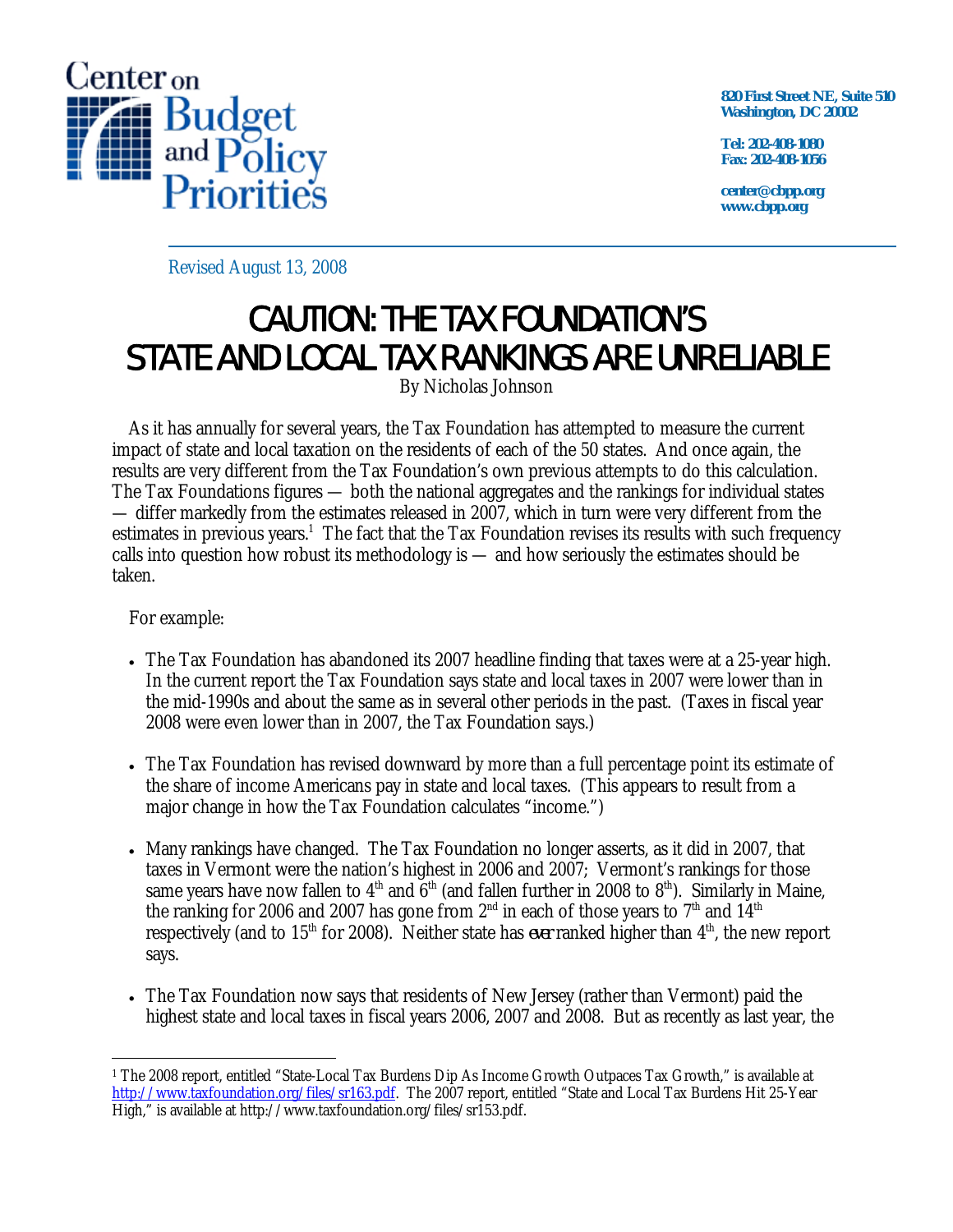Center on Budget and Policy Priorities

820 First Street NE, Suite 510
Washington, DC 20002

Tel: 202-408-1080
Fax: 202-408-1056

center@cbpp.org
www.cbpp.org

Revised August 13, 2008

# CAUTION: THE TAX FOUNDATION'S STATE AND LOCAL TAX RANKINGS ARE UNRELIABLE

By Nicholas Johnson

As it has annually for several years, the Tax Foundation has attempted to measure the current impact of state and local taxation on the residents of each of the 50 states. And once again, the results are very different from the Tax Foundation's own previous attempts to do this calculation. The Tax Foundations figures — both the national aggregates and the rankings for individual states — differ markedly from the estimates released in 2007, which in turn were very different from the estimates in previous years.[1] The fact that the Tax Foundation revises its results with such frequency calls into question how robust its methodology is — and how seriously the estimates should be taken.

For example:

- The Tax Foundation has abandoned its 2007 headline finding that taxes were at a 25-year high. In the current report the Tax Foundation says state and local taxes in 2007 were lower than in the mid-1990s and about the same as in several other periods in the past. (Taxes in fiscal year 2008 were even lower than in 2007, the Tax Foundation says.)

- The Tax Foundation has revised downward by more than a full percentage point its estimate of the share of income Americans pay in state and local taxes. (This appears to result from a major change in how the Tax Foundation calculates "income.")

- Many rankings have changed. The Tax Foundation no longer asserts, as it did in 2007, that taxes in Vermont were the nation's highest in 2006 and 2007; Vermont's rankings for those same years have now fallen to 4th and 6th (and fallen further in 2008 to 8th). Similarly in Maine, the ranking for 2006 and 2007 has gone from 2nd in each of those years to 7th and 14th respectively (and to 15th for 2008). Neither state has *ever* ranked higher than 4th, the new report says.

- The Tax Foundation now says that residents of New Jersey (rather than Vermont) paid the highest state and local taxes in fiscal years 2006, 2007 and 2008. But as recently as last year, the

---

[1] The 2008 report, entitled "State-Local Tax Burdens Dip As Income Growth Outpaces Tax Growth," is available at http://www.taxfoundation.org/files/sr163.pdf. The 2007 report, entitled "State and Local Tax Burdens Hit 25-Year High," is available at http://www.taxfoundation.org/files/sr153.pdf.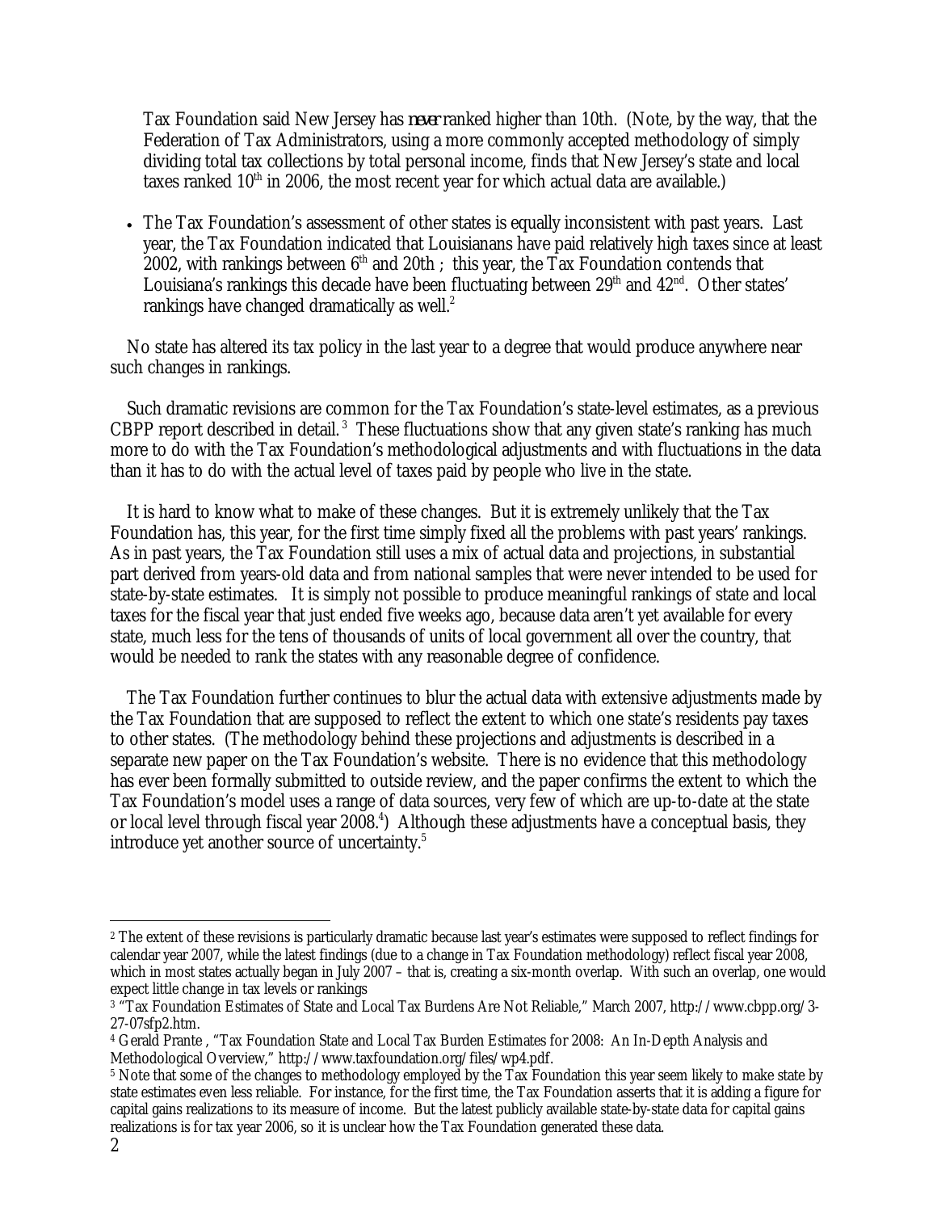Tax Foundation said New Jersey has *never* ranked higher than 10th. (Note, by the way, that the Federation of Tax Administrators, using a more commonly accepted methodology of simply dividing total tax collections by total personal income, finds that New Jersey's state and local taxes ranked 10th in 2006, the most recent year for which actual data are available.)

- The Tax Foundation's assessment of other states is equally inconsistent with past years. Last year, the Tax Foundation indicated that Louisianans have paid relatively high taxes since at least 2002, with rankings between 6th and 20th ; this year, the Tax Foundation contends that Louisiana's rankings this decade have been fluctuating between 29th and 42nd. Other states' rankings have changed dramatically as well.[2]

No state has altered its tax policy in the last year to a degree that would produce anywhere near such changes in rankings.

Such dramatic revisions are common for the Tax Foundation's state-level estimates, as a previous CBPP report described in detail.[3] These fluctuations show that any given state's ranking has much more to do with the Tax Foundation's methodological adjustments and with fluctuations in the data than it has to do with the actual level of taxes paid by people who live in the state.

It is hard to know what to make of these changes. But it is extremely unlikely that the Tax Foundation has, this year, for the first time simply fixed all the problems with past years' rankings. As in past years, the Tax Foundation still uses a mix of actual data and projections, in substantial part derived from years-old data and from national samples that were never intended to be used for state-by-state estimates. It is simply not possible to produce meaningful rankings of state and local taxes for the fiscal year that just ended five weeks ago, because data aren't yet available for every state, much less for the tens of thousands of units of local government all over the country, that would be needed to rank the states with any reasonable degree of confidence.

The Tax Foundation further continues to blur the actual data with extensive adjustments made by the Tax Foundation that are supposed to reflect the extent to which one state's residents pay taxes to other states. (The methodology behind these projections and adjustments is described in a separate new paper on the Tax Foundation's website. There is no evidence that this methodology has ever been formally submitted to outside review, and the paper confirms the extent to which the Tax Foundation's model uses a range of data sources, very few of which are up-to-date at the state or local level through fiscal year 2008.[4]) Although these adjustments have a conceptual basis, they introduce yet another source of uncertainty.[5]

---

[2] The extent of these revisions is particularly dramatic because last year's estimates were supposed to reflect findings for calendar year 2007, while the latest findings (due to a change in Tax Foundation methodology) reflect fiscal year 2008, which in most states actually began in July 2007 – that is, creating a six-month overlap. With such an overlap, one would expect little change in tax levels or rankings

[3] "Tax Foundation Estimates of State and Local Tax Burdens Are Not Reliable," March 2007, http://www.cbpp.org/3-27-07sfp2.htm.

[4] Gerald Prante , "Tax Foundation State and Local Tax Burden Estimates for 2008: An In-Depth Analysis and Methodological Overview," http://www.taxfoundation.org/files/wp4.pdf.

[5] Note that some of the changes to methodology employed by the Tax Foundation this year seem likely to make state by state estimates even less reliable. For instance, for the first time, the Tax Foundation asserts that it is adding a figure for capital gains realizations to its measure of income. But the latest publicly available state-by-state data for capital gains realizations is for tax year 2006, so it is unclear how the Tax Foundation generated these data.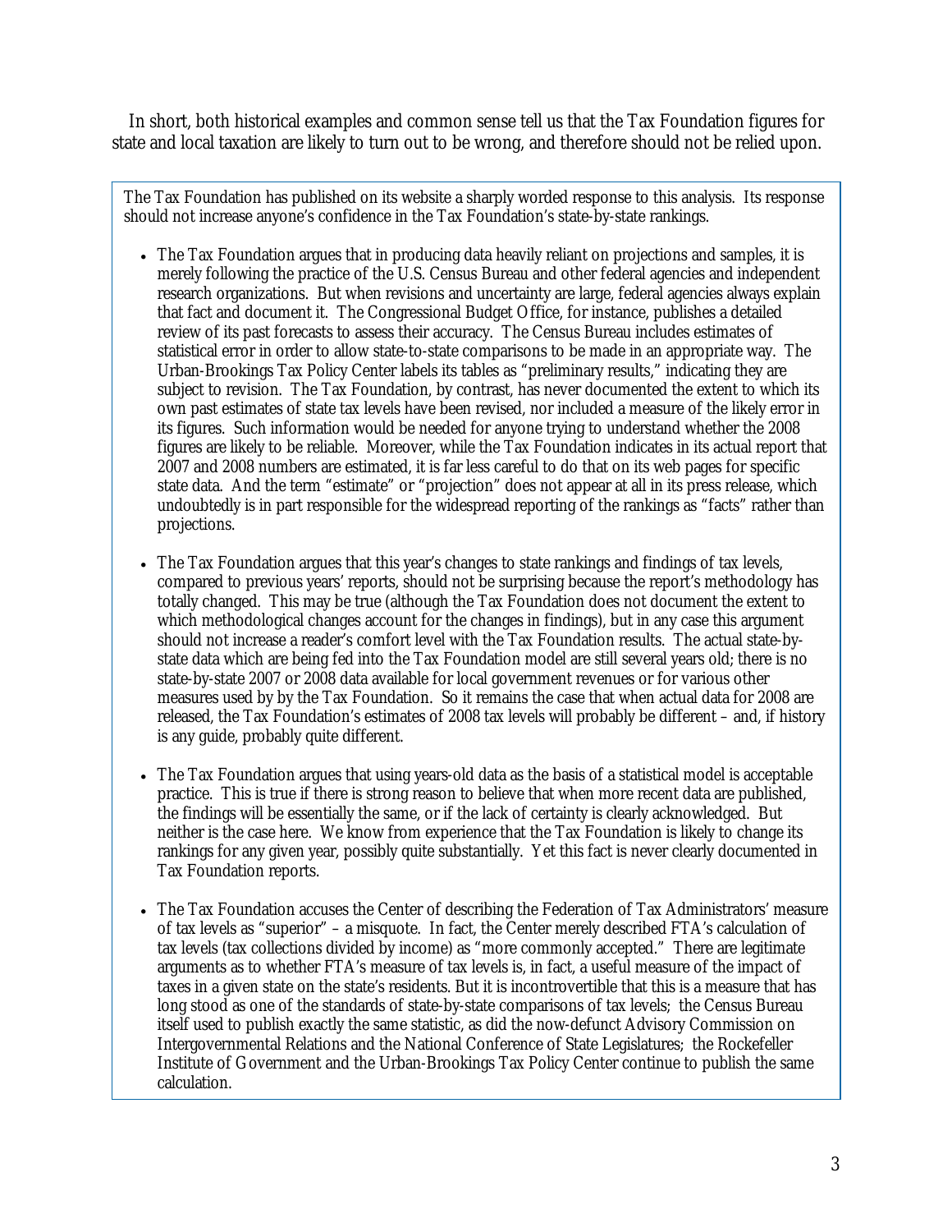In short, both historical examples and common sense tell us that the Tax Foundation figures for state and local taxation are likely to turn out to be wrong, and therefore should not be relied upon.

The Tax Foundation has published on its website a sharply worded response to this analysis. Its response should not increase anyone's confidence in the Tax Foundation's state-by-state rankings.

- The Tax Foundation argues that in producing data heavily reliant on projections and samples, it is merely following the practice of the U.S. Census Bureau and other federal agencies and independent research organizations. But when revisions and uncertainty are large, federal agencies always explain that fact and document it. The Congressional Budget Office, for instance, publishes a detailed review of its past forecasts to assess their accuracy. The Census Bureau includes estimates of statistical error in order to allow state-to-state comparisons to be made in an appropriate way. The Urban-Brookings Tax Policy Center labels its tables as "preliminary results," indicating they are subject to revision. The Tax Foundation, by contrast, has never documented the extent to which its own past estimates of state tax levels have been revised, nor included a measure of the likely error in its figures. Such information would be needed for anyone trying to understand whether the 2008 figures are likely to be reliable. Moreover, while the Tax Foundation indicates in its actual report that 2007 and 2008 numbers are estimated, it is far less careful to do that on its web pages for specific state data. And the term "estimate" or "projection" does not appear at all in its press release, which undoubtedly is in part responsible for the widespread reporting of the rankings as "facts" rather than projections.

- The Tax Foundation argues that this year's changes to state rankings and findings of tax levels, compared to previous years' reports, should not be surprising because the report's methodology has totally changed. This may be true (although the Tax Foundation does not document the extent to which methodological changes account for the changes in findings), but in any case this argument should not increase a reader's comfort level with the Tax Foundation results. The actual state-by-state data which are being fed into the Tax Foundation model are still several years old; there is no state-by-state 2007 or 2008 data available for local government revenues or for various other measures used by by the Tax Foundation. So it remains the case that when actual data for 2008 are released, the Tax Foundation's estimates of 2008 tax levels will probably be different – and, if history is any guide, probably quite different.

- The Tax Foundation argues that using years-old data as the basis of a statistical model is acceptable practice. This is true if there is strong reason to believe that when more recent data are published, the findings will be essentially the same, or if the lack of certainty is clearly acknowledged. But neither is the case here. We know from experience that the Tax Foundation is likely to change its rankings for any given year, possibly quite substantially. Yet this fact is never clearly documented in Tax Foundation reports.

- The Tax Foundation accuses the Center of describing the Federation of Tax Administrators' measure of tax levels as "superior" – a misquote. In fact, the Center merely described FTA's calculation of tax levels (tax collections divided by income) as "more commonly accepted." There are legitimate arguments as to whether FTA's measure of tax levels is, in fact, a useful measure of the impact of taxes in a given state on the state's residents. But it is incontrovertible that this is a measure that has long stood as one of the standards of state-by-state comparisons of tax levels; the Census Bureau itself used to publish exactly the same statistic, as did the now-defunct Advisory Commission on Intergovernmental Relations and the National Conference of State Legislatures; the Rockefeller Institute of Government and the Urban-Brookings Tax Policy Center continue to publish the same calculation.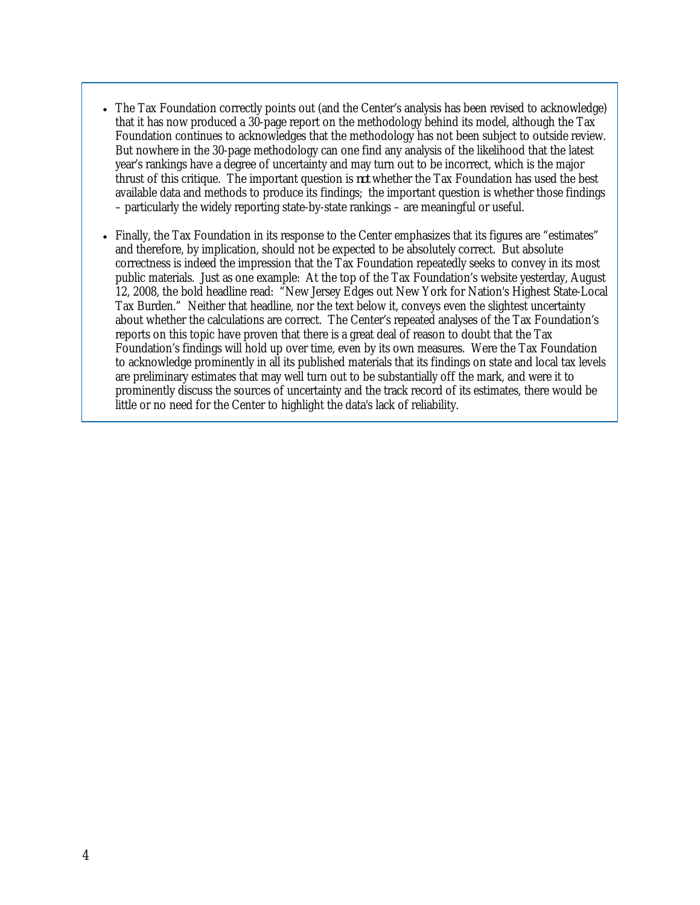- The Tax Foundation correctly points out (and the Center's analysis has been revised to acknowledge) that it has now produced a 30-page report on the methodology behind its model, although the Tax Foundation continues to acknowledges that the methodology has not been subject to outside review. But nowhere in the 30-page methodology can one find any analysis of the likelihood that the latest year's rankings have a degree of uncertainty and may turn out to be incorrect, which is the major thrust of this critique. The important question is *not* whether the Tax Foundation has used the best available data and methods to produce its findings; the important question is whether those findings – particularly the widely reporting state-by-state rankings – are meaningful or useful.

- Finally, the Tax Foundation in its response to the Center emphasizes that its figures are "estimates" and therefore, by implication, should not be expected to be absolutely correct. But absolute correctness is indeed the impression that the Tax Foundation repeatedly seeks to convey in its most public materials. Just as one example: At the top of the Tax Foundation's website yesterday, August 12, 2008, the bold headline read: "New Jersey Edges out New York for Nation's Highest State-Local Tax Burden." Neither that headline, nor the text below it, conveys even the slightest uncertainty about whether the calculations are correct. The Center's repeated analyses of the Tax Foundation's reports on this topic have proven that there is a great deal of reason to doubt that the Tax Foundation's findings will hold up over time, even by its own measures. Were the Tax Foundation to acknowledge prominently in all its published materials that its findings on state and local tax levels are preliminary estimates that may well turn out to be substantially off the mark, and were it to prominently discuss the sources of uncertainty and the track record of its estimates, there would be little or no need for the Center to highlight the data's lack of reliability.